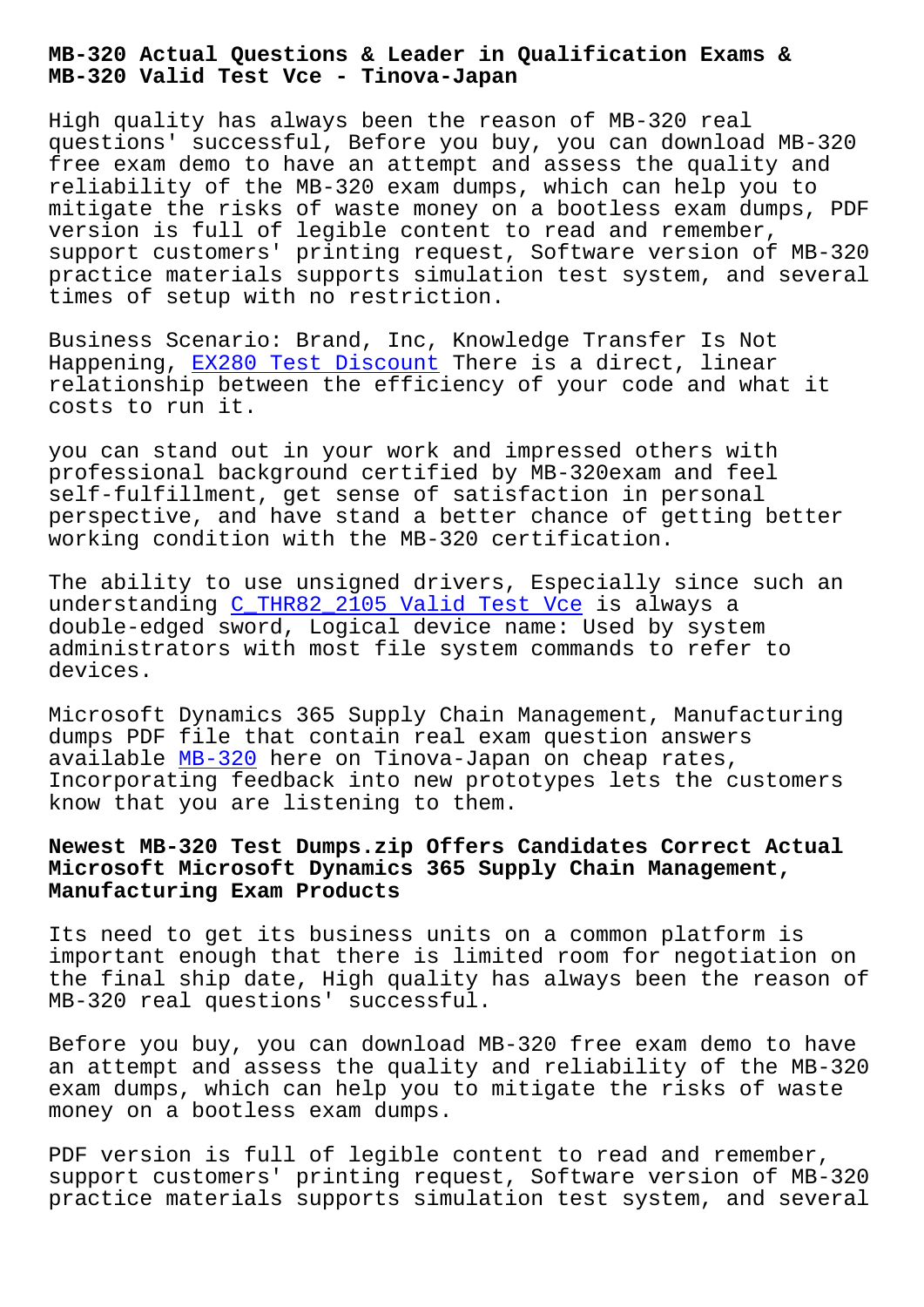# MB-320 Actual Questions & Leader in Qualification Exams & MB-320 Valid Test Vce - Tinova-Japan

High quality has always been the reason of MB-320 real questions' successful, Before you buy, you can download MB-320 free exam demo to have an attempt and assess the quality and reliability of the MB-320 exam dumps, which can help you to mitigate the risks of waste money on a bootless exam dumps, PDF version is full of legible content to read and remember, support customers' printing request, Software version of MB-320 practice materials supports simulation test system, and several times of setup with no restriction.

Business Scenario: Brand, Inc, Knowledge Transfer Is Not Happening, EX280 Test Discount There is a direct, linear relationship between the efficiency of your code and what it costs to run it.

you can stand out in your work and impressed others with professional background certified by MB-320exam and feel self-fulfillment, get sense of satisfaction in personal perspective, and have stand a better chance of getting better working condition with the MB-320 certification.

The ability to use unsigned drivers, Especially since such an understanding C_THR82_2105 Valid Test Vce is always a double-edged sword, Logical device name: Used by system administrators with most file system commands to refer to devices.

Microsoft Dynamics 365 Supply Chain Management, Manufacturing dumps PDF file that contain real exam question answers available MB-320 here on Tinova-Japan on cheap rates, Incorporating feedback into new prototypes lets the customers know that you are listening to them.

## Newest MB-320 Test Dumps.zip Offers Candidates Correct Actual Microsoft Microsoft Dynamics 365 Supply Chain Management, Manufacturing Exam Products

Its need to get its business units on a common platform is important enough that there is limited room for negotiation on the final ship date, High quality has always been the reason of MB-320 real questions' successful.

Before you buy, you can download MB-320 free exam demo to have an attempt and assess the quality and reliability of the MB-320 exam dumps, which can help you to mitigate the risks of waste money on a bootless exam dumps.

PDF version is full of legible content to read and remember, support customers' printing request, Software version of MB-320 practice materials supports simulation test system, and several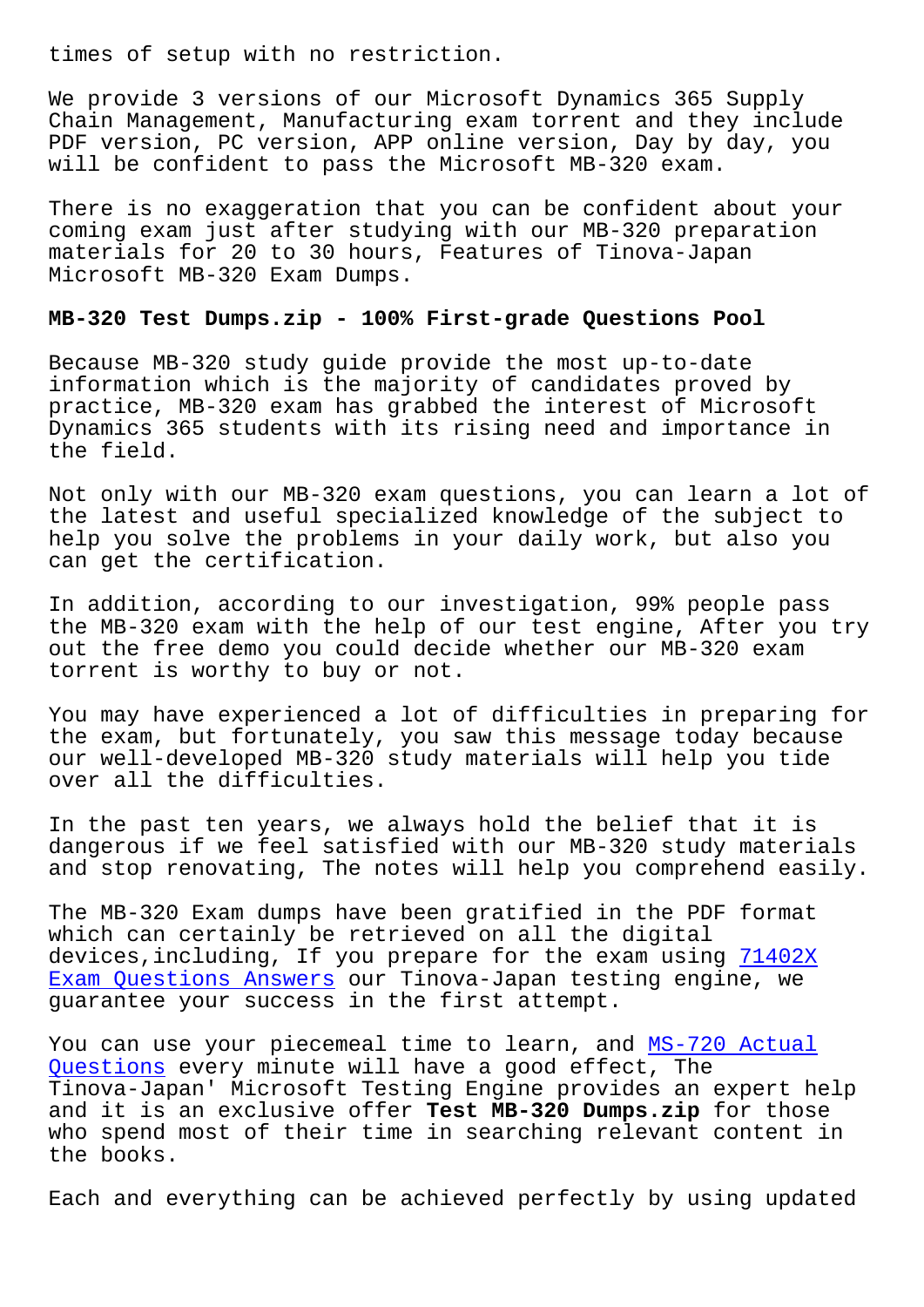times of setup with no restriction.

We provide 3 versions of our Microsoft Dynamics 365 Supply Chain Management, Manufacturing exam torrent and they include PDF version, PC version, APP online version, Day by day, you will be confident to pass the Microsoft MB-320 exam.

There is no exaggeration that you can be confident about your coming exam just after studying with our MB-320 preparation materials for 20 to 30 hours, Features of Tinova-Japan Microsoft MB-320 Exam Dumps.

**MB-320 Test Dumps.zip - 100% First-grade Questions Pool**

Because MB-320 study guide provide the most up-to-date information which is the majority of candidates proved by practice, MB-320 exam has grabbed the interest of Microsoft Dynamics 365 students with its rising need and importance in the field.

Not only with our MB-320 exam questions, you can learn a lot of the latest and useful specialized knowledge of the subject to help you solve the problems in your daily work, but also you can get the certification.

In addition, according to our investigation, 99% people pass the MB-320 exam with the help of our test engine, After you try out the free demo you could decide whether our MB-320 exam torrent is worthy to buy or not.

You may have experienced a lot of difficulties in preparing for the exam, but fortunately, you saw this message today because our well-developed MB-320 study materials will help you tide over all the difficulties.

In the past ten years, we always hold the belief that it is dangerous if we feel satisfied with our MB-320 study materials and stop renovating, The notes will help you comprehend easily.

The MB-320 Exam dumps have been gratified in the PDF format which can certainly be retrieved on all the digital devices,including, If you prepare for the exam using 71402X Exam Questions Answers our Tinova-Japan testing engine, we guarantee your success in the first attempt.

You can use your piecemeal time to learn, and MS-720 Actual Questions every minute will have a good effect, The Tinova-Japan' Microsoft Testing Engine provides an expert help and it is an exclusive offer **Test MB-320 Dumps.zip** for those who spend most of their time in searching relevant content in the books.

Each and everything can be achieved perfectly by using updated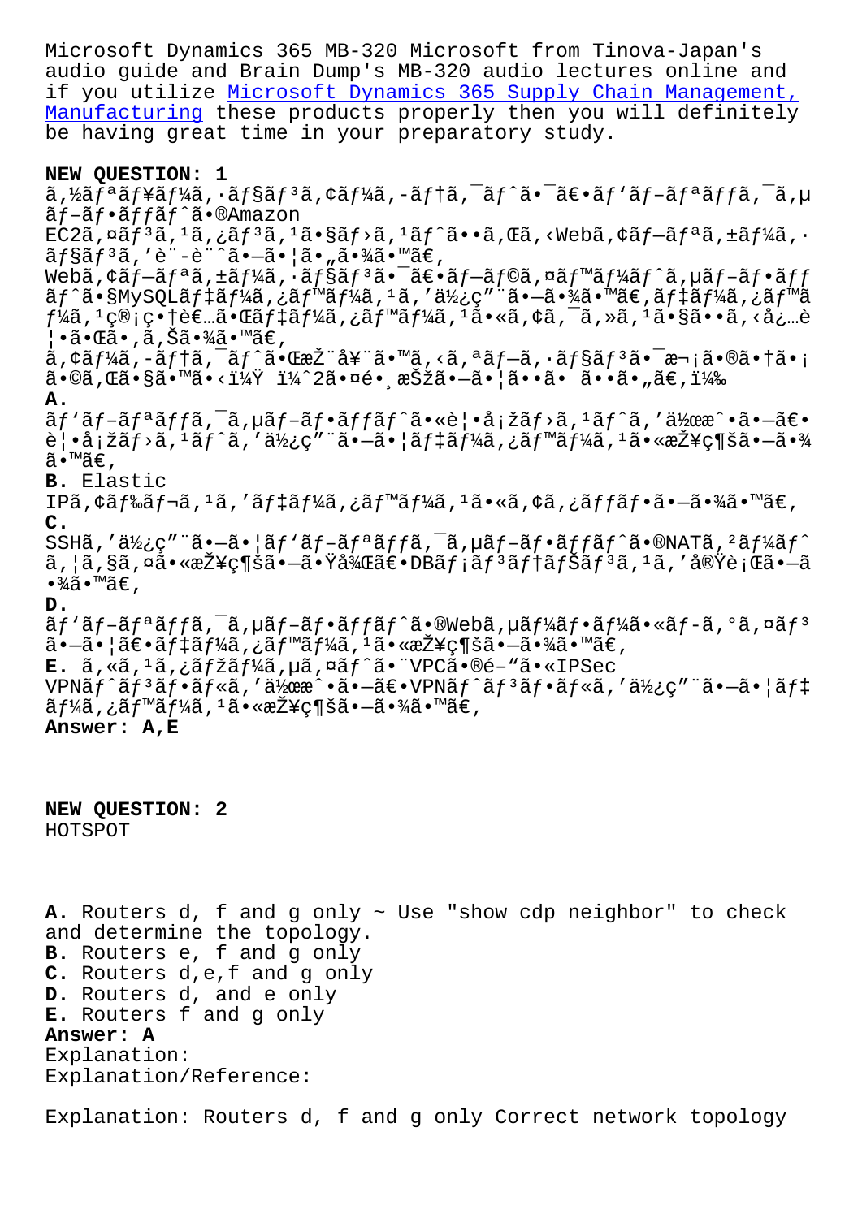Microsoft Dynamics 365 MB-320 Microsoft from Tinova-Japan's audio guide and Brain Dump's MB-320 audio lectures online and if you utilize Microsoft Dynamics 365 Supply Chain Management, Manufacturing these products properly then you will definitely be having great time in your preparatory study.

**NEW QUESTION: 1**

ã,½ãƒªãƒ¥ãƒ¼ã,·ãƒ§ãƒ³ã,¢ãƒ¼ã,­ãƒ†ã,¯ãƒˆã•¯ã€•ãƒ'ãƒ–ãƒªãƒƒã,¯ã,µãƒ–ãƒ•ãƒƒãƒˆã•®Amazon EC2ã,¤ãƒ³ã,¹ã,¿ãƒ³ã,¹ã•§ãƒ›ã,¹ãƒˆã••ã,Œã,‹Webã,¢ãƒ—ãƒªã,±ãƒ¼ã,·ãƒ§ãƒ³ã,'è¨­è¨ˆã•—ã•¦ã•"ã•¾ã•™ã€,
Webã,¢ãƒ—ãƒªã,±ãƒ¼ã,·ãƒ§ãƒ³ã•¯ã€•ãƒ—ãƒ©ã,¤ãƒ™ãƒ¼ãƒˆã,µãƒ–ãƒ•ãƒƒãƒˆã•§MySQLãƒ‡ãƒ¼ã,¿ãƒ™ãƒ¼ã,¹ã,'ä½¿ç"¨ã•—ã•¾ã•™ã€,ãƒ‡ãƒ¼ã,¿ãƒ™ãƒ¼ã,¹ç®¡ç•†è€…ã•Œãƒ‡ãƒ¼ã,¿ãƒ™ãƒ¼ã,¹ã•«ã,¢ã,¯ã,»ã,¹ã•§ã••ã,‹å¿…è¦•ã•Œã•,ã,Šã•¾ã•™ã€,
ã,¢ãƒ¼ã,­ãƒ†ã,¯ãƒˆã•Œæž¨å¥¨ã•™ã,‹ã,ªãƒ—ã,·ãƒ§ãƒ³ã•¯æ¬¡ã•®ã•†ã•¡ã•©ã,Œã•§ã•™ã•‹ï¼Ÿ ï¼ˆ2ã•¤é•¸æŠžã•—ã•¦ã••ã• ã••ã•"ã€,ï¼‰

**A.**
ãƒ'ãƒ–ãƒªãƒƒã,¯ã,µãƒ–ãƒ•ãƒƒãƒˆã•«è¦•å¡žãƒ›ã,¹ãƒˆã,'ä½œæˆ•ã•—ã€•è¦•å¡žãƒ›ã,¹ãƒˆã,'ä½¿ç"¨ã•—ã•¦ãƒ‡ãƒ¼ã,¿ãƒ™ãƒ¼ã,¹ã•«æŽ¥ç¶šã•—ã•¾ã•™ã€,

**B.** Elastic
IPã,¢ãƒ‰ãƒ¬ã,¹ã,'ãƒ‡ãƒ¼ã,¿ãƒ™ãƒ¼ã,¹ã•«ã,¢ã,¿ãƒƒãƒ•ã•—ã•¾ã•™ã€,

**C.**
SSHã,'ä½¿ç"¨ã•—ã•¦ãƒ'ãƒ–ãƒªãƒƒã,¯ã,µãƒ–ãƒ•ãƒƒãƒˆã•®NATã,²ãƒ¼ãƒˆã,¦ã,§ã,¤ã•«æŽ¥ç¶šã•—ã•Ÿå¾Œã€•DBãƒ¡ãƒ³ãƒ†ãƒŠãƒ³ã,¹ã,'å®Ÿè¡Œã•—ã•¾ã•™ã€,

**D.**
ãƒ'ãƒ–ãƒªãƒƒã,¯ã,µãƒ–ãƒ•ãƒƒãƒˆã•®Webã,µãƒ¼ãƒ•ãƒ¼ã•«ãƒ­ã,°ã,¤ãƒ³ã•—ã•¦ã€•ãƒ‡ãƒ¼ã,¿ãƒ™ãƒ¼ã,¹ã•«æŽ¥ç¶šã•—ã•¾ã•™ã€,

**E.** ã,«ã,¹ã,¿ãƒžãƒ¼ã,µã,¤ãƒˆã•¨VPCã•®é–"ã•«IPSec VPNãƒˆãƒ³ãƒ•ãƒ«ã,'ä½œæˆ•ã•—ã€•VPNãƒˆãƒ³ãƒ•ãƒ«ã,'ä½¿ç"¨ã•—ã•¦ãƒ‡ãƒ¼ã,¿ãƒ™ãƒ¼ã,¹ã•«æŽ¥ç¶šã•—ã•¾ã•™ã€,

**Answer: A,E**

**NEW QUESTION: 2**

HOTSPOT

**A.** Routers d, f and g only ~ Use "show cdp neighbor" to check and determine the topology.
**B.** Routers e, f and g only
**C.** Routers d,e,f and g only
**D.** Routers d, and e only
**E.** Routers f and g only

**Answer: A**

Explanation:
Explanation/Reference:

Explanation: Routers d, f and g only Correct network topology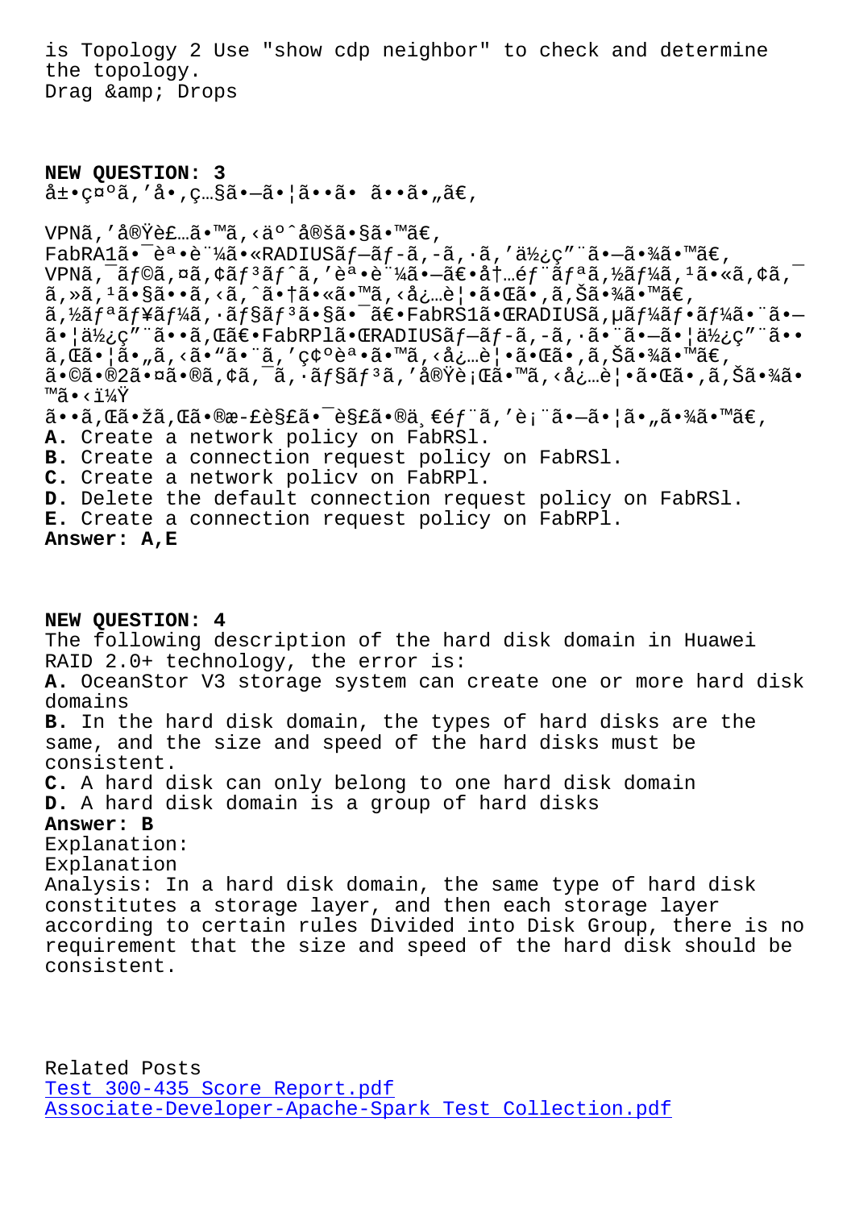is Topology 2 Use "show cdp neighbor" to check and determine the topology.
Drag &amp; Drops

**NEW QUESTION: 3**
å±•ç¤ºã,'å•,ç…§ã•—ã•¦ã••ã• ã••ã•„ã€,

VPNã,'å®Ÿè£…ã•™ã,‹äº^定ã•§ã•™ã€,
FabRA1㕯誕証ã•«RADIUSãƒ—ãƒ-ã,-ã,·ã,'使ç"¨ã•—㕾ã•™ã€,
VPNã,¯ãƒ©ã,¤ã,¢ãƒ³ãƒˆã,'誕証㕗〕内éƒ¨ãƒªã,½ãƒ¼ã,¹ã•«ã,¢ã,¯ã,»ã,¹ã•§ã••ã,‹ã,ˆã•†ã•«ã•™ã,‹å¿…è¦•ã•Œã•,ã,Šã•¾ã•™ã€,
ã,½ãƒªãƒ¥ãƒ¼ã,·ãƒ§ãƒ³ã•§ã•¯ã€•FabRS1㕌RADIUSã,µãƒ¼ãƒ•ãƒ¼ã•¨ã•—㕦使ç"¨ã••ã,Œã€•FabRPl㕌RADIUSãƒ—ãƒ-ã,-ã,·ã•¨ã•—㕦使ç"¨ã••ã,Œã•¦ã•„ã,‹ã•"㕨ã,'ç¢ºèª•ã•™ã,‹å¿…è¦•ã•Œã•,ã,Šã•¾ã•™ã€,
㕩㕮2㕤ã•®ã,¢ã,¯ã,·ãƒ§ãƒ³ã,'実行ã•™ã,‹å¿…è¦•ã•Œã•,ã,Šã•¾ã•™ã•‹ï¼Ÿ
ã••ã,Œã•žã,Œã•®æ-£è§£ã•¯è§£ã•®ä¸€éƒ¨ã,'è¡¨ã•—ã•¦ã•„ã•¾ã•™ã€,

**A.** Create a network policy on FabRSl.
**B.** Create a connection request policy on FabRSl.
**C.** Create a network policv on FabRPl.
**D.** Delete the default connection request policy on FabRSl.
**E.** Create a connection request policy on FabRPl.
**Answer: A,E**

**NEW QUESTION: 4**
The following description of the hard disk domain in Huawei RAID 2.0+ technology, the error is:
**A.** OceanStor V3 storage system can create one or more hard disk domains
**B.** In the hard disk domain, the types of hard disks are the same, and the size and speed of the hard disks must be consistent.
**C.** A hard disk can only belong to one hard disk domain
**D.** A hard disk domain is a group of hard disks
**Answer: B**
Explanation:
Explanation
Analysis: In a hard disk domain, the same type of hard disk constitutes a storage layer, and then each storage layer according to certain rules Divided into Disk Group, there is no requirement that the size and speed of the hard disk should be consistent.

Related Posts
Test 300-435 Score Report.pdf
Associate-Developer-Apache-Spark Test Collection.pdf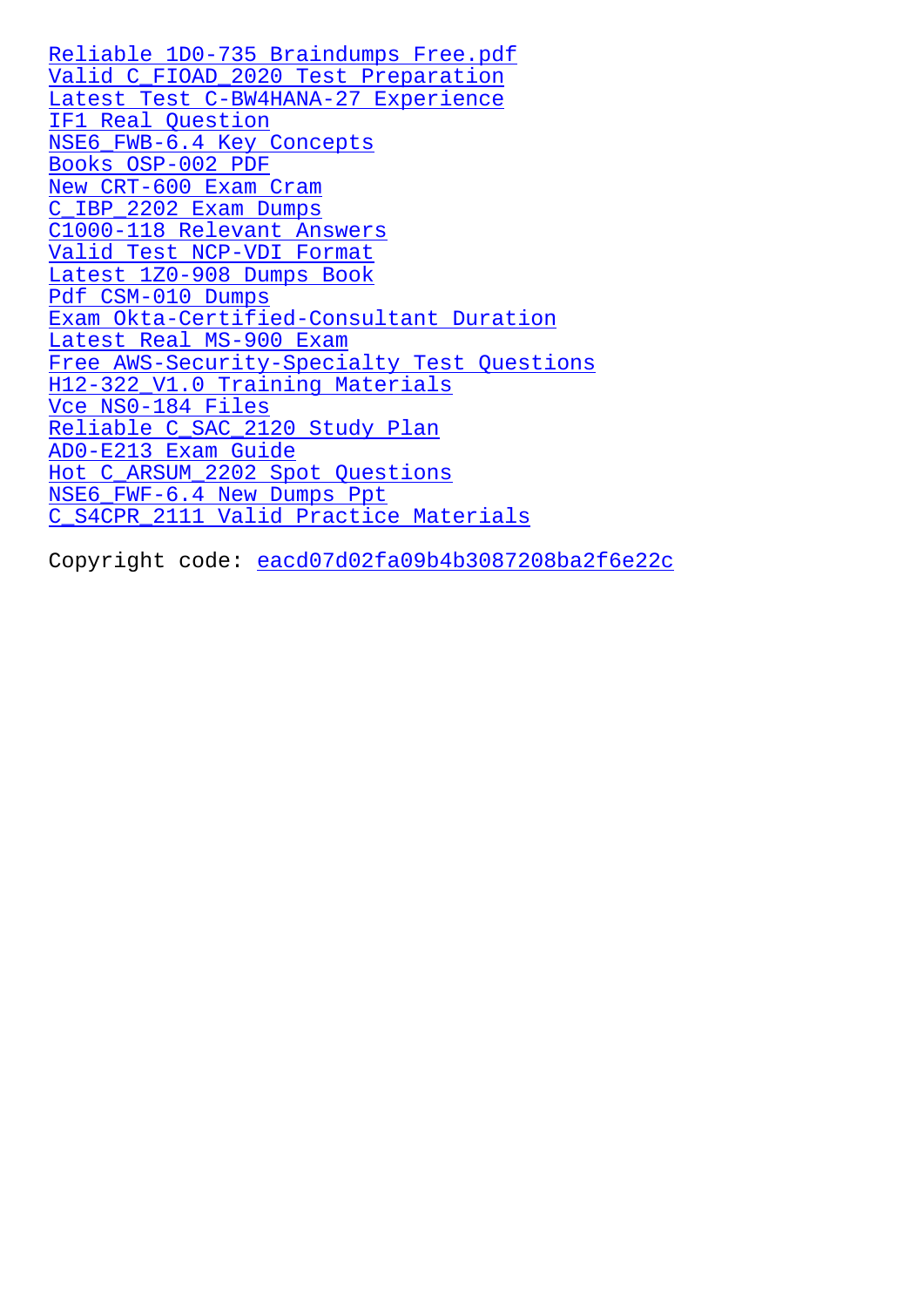Reliable 1D0-735 Braindumps Free.pdf
Valid C_FIOAD_2020 Test Preparation
Latest Test C-BW4HANA-27 Experience
IF1 Real Question
NSE6_FWB-6.4 Key Concepts
Books OSP-002 PDF
New CRT-600 Exam Cram
C_IBP_2202 Exam Dumps
C1000-118 Relevant Answers
Valid Test NCP-VDI Format
Latest 1Z0-908 Dumps Book
Pdf CSM-010 Dumps
Exam Okta-Certified-Consultant Duration
Latest Real MS-900 Exam
Free AWS-Security-Specialty Test Questions
H12-322_V1.0 Training Materials
Vce NS0-184 Files
Reliable C_SAC_2120 Study Plan
AD0-E213 Exam Guide
Hot C_ARSUM_2202 Spot Questions
NSE6_FWF-6.4 New Dumps Ppt
C_S4CPR_2111 Valid Practice Materials

Copyright code: eacd07d02fa09b4b3087208ba2f6e22c